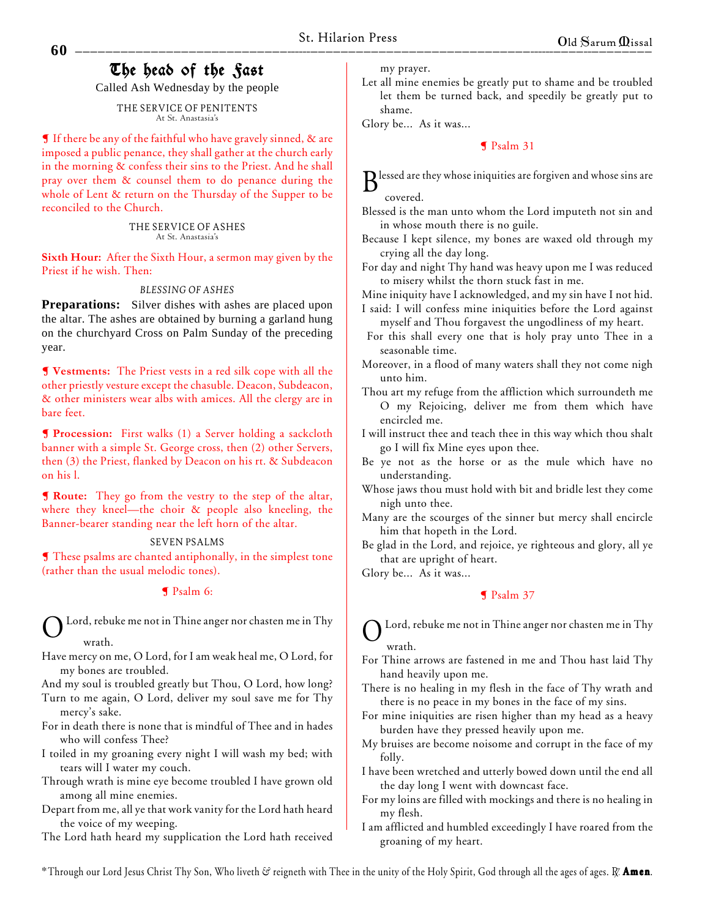# The head of the Fast

Called Ash Wednesday by the people

THE SERVICE OF PENITENTS
At St. Anastasia's

¶ If there be any of the faithful who have gravely sinned, & are imposed a public penance, they shall gather at the church early in the morning & confess their sins to the Priest. And he shall pray over them & counsel them to do penance during the whole of Lent & return on the Thursday of the Supper to be reconciled to the Church.

THE SERVICE OF ASHES
At St. Anastasia's

**Sixth Hour:** After the Sixth Hour, a sermon may given by the Priest if he wish. Then:

*BLESSING OF ASHES*

**Preparations:** Silver dishes with ashes are placed upon the altar. The ashes are obtained by burning a garland hung on the churchyard Cross on Palm Sunday of the preceding year.

¶ **Vestments:** The Priest vests in a red silk cope with all the other priestly vesture except the chasuble. Deacon, Subdeacon, & other ministers wear albs with amices. All the clergy are in bare feet.

¶ **Procession:** First walks (1) a Server holding a sackcloth banner with a simple St. George cross, then (2) other Servers, then (3) the Priest, flanked by Deacon on his rt. & Subdeacon on his l.

¶ **Route:** They go from the vestry to the step of the altar, where they kneel—the choir & people also kneeling, the Banner-bearer standing near the left horn of the altar.

SEVEN PSALMS

¶ These psalms are chanted antiphonally, in the simplest tone (rather than the usual melodic tones).

¶ Psalm 6:

O Lord, rebuke me not in Thine anger nor chasten me in Thy wrath.
Have mercy on me, O Lord, for I am weak heal me, O Lord, for my bones are troubled.
And my soul is troubled greatly but Thou, O Lord, how long?
Turn to me again, O Lord, deliver my soul save me for Thy mercy's sake.
For in death there is none that is mindful of Thee and in hades who will confess Thee?
I toiled in my groaning every night I will wash my bed; with tears will I water my couch.
Through wrath is mine eye become troubled I have grown old among all mine enemies.
Depart from me, all ye that work vanity for the Lord hath heard the voice of my weeping.
The Lord hath heard my supplication the Lord hath received my prayer.
Let all mine enemies be greatly put to shame and be troubled let them be turned back, and speedily be greatly put to shame.
Glory be... As it was...

¶ Psalm 31

Blessed are they whose iniquities are forgiven and whose sins are covered.
Blessed is the man unto whom the Lord imputeth not sin and in whose mouth there is no guile.
Because I kept silence, my bones are waxed old through my crying all the day long.
For day and night Thy hand was heavy upon me I was reduced to misery whilst the thorn stuck fast in me.
Mine iniquity have I acknowledged, and my sin have I not hid.
I said: I will confess mine iniquities before the Lord against myself and Thou forgavest the ungodliness of my heart.
For this shall every one that is holy pray unto Thee in a seasonable time.
Moreover, in a flood of many waters shall they not come nigh unto him.
Thou art my refuge from the affliction which surroundeth me O my Rejoicing, deliver me from them which have encircled me.
I will instruct thee and teach thee in this way which thou shalt go I will fix Mine eyes upon thee.
Be ye not as the horse or as the mule which have no understanding.
Whose jaws thou must hold with bit and bridle lest they come nigh unto thee.
Many are the scourges of the sinner but mercy shall encircle him that hopeth in the Lord.
Be glad in the Lord, and rejoice, ye righteous and glory, all ye that are upright of heart.
Glory be... As it was...

¶ Psalm 37

O Lord, rebuke me not in Thine anger nor chasten me in Thy wrath.
For Thine arrows are fastened in me and Thou hast laid Thy hand heavily upon me.
There is no healing in my flesh in the face of Thy wrath and there is no peace in my bones in the face of my sins.
For mine iniquities are risen higher than my head as a heavy burden have they pressed heavily upon me.
My bruises are become noisome and corrupt in the face of my folly.
I have been wretched and utterly bowed down until the end all the day long I went with downcast face.
For my loins are filled with mockings and there is no healing in my flesh.
I am afflicted and humbled exceedingly I have roared from the groaning of my heart.

*Through our Lord Jesus Christ Thy Son, Who liveth & reigneth with Thee in the unity of the Holy Spirit, God through all the ages of ages. ℟ **Amen**.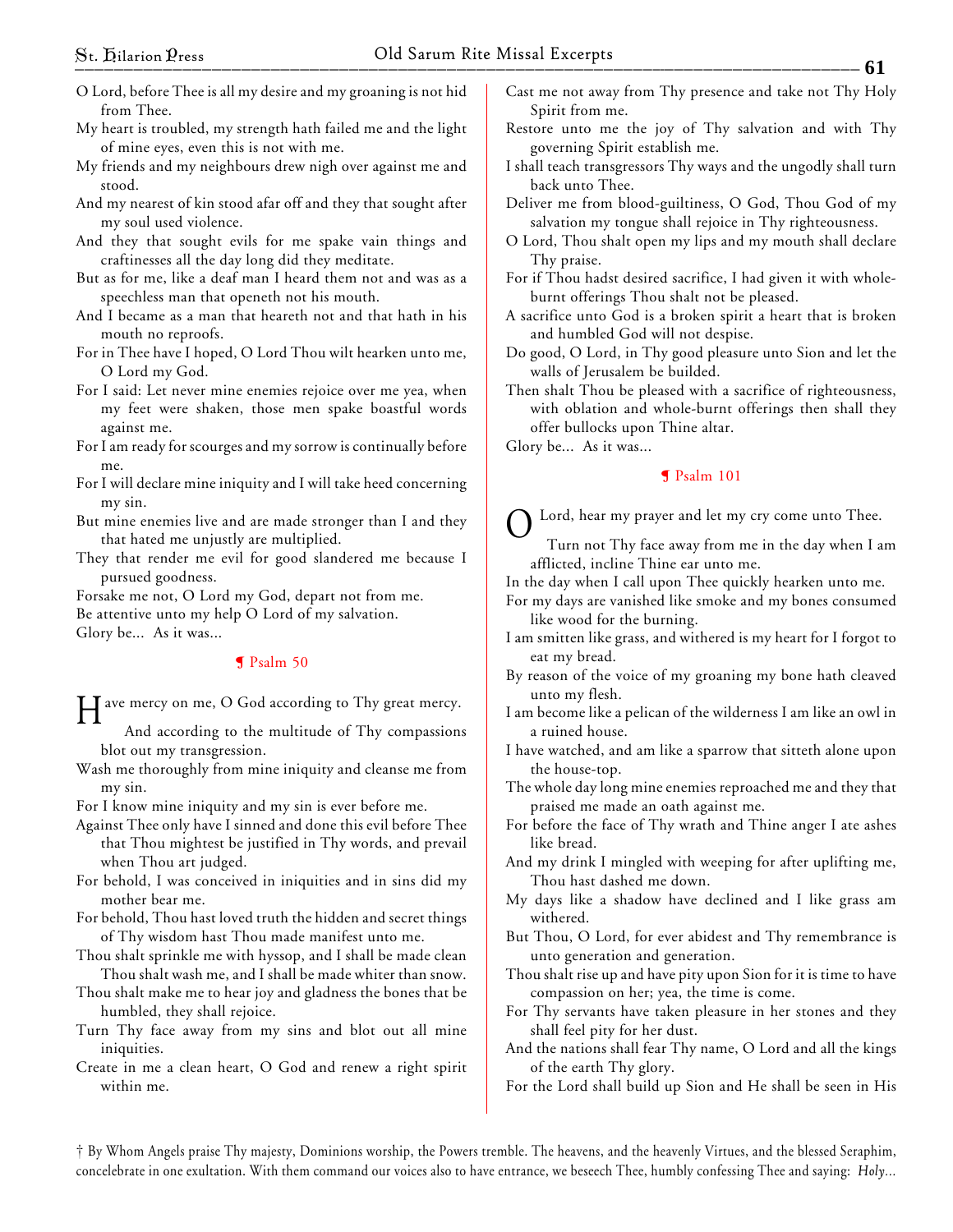O Lord, before Thee is all my desire and my groaning is not hid from Thee.

My heart is troubled, my strength hath failed me and the light of mine eyes, even this is not with me.

My friends and my neighbours drew nigh over against me and stood.

And my nearest of kin stood afar off and they that sought after my soul used violence.

And they that sought evils for me spake vain things and craftinesses all the day long did they meditate.

But as for me, like a deaf man I heard them not and was as a speechless man that openeth not his mouth.

And I became as a man that heareth not and that hath in his mouth no reproofs.

For in Thee have I hoped, O Lord Thou wilt hearken unto me, O Lord my God.

For I said: Let never mine enemies rejoice over me yea, when my feet were shaken, those men spake boastful words against me.

For I am ready for scourges and my sorrow is continually before me.

For I will declare mine iniquity and I will take heed concerning my sin.

But mine enemies live and are made stronger than I and they that hated me unjustly are multiplied.

They that render me evil for good slandered me because I pursued goodness.

Forsake me not, O Lord my God, depart not from me.

Be attentive unto my help O Lord of my salvation.

Glory be... As it was...

## ¶ Psalm 50

Have mercy on me, O God according to Thy great mercy.

And according to the multitude of Thy compassions blot out my transgression.

Wash me thoroughly from mine iniquity and cleanse me from my sin.

For I know mine iniquity and my sin is ever before me.

Against Thee only have I sinned and done this evil before Thee that Thou mightest be justified in Thy words, and prevail when Thou art judged.

For behold, I was conceived in iniquities and in sins did my mother bear me.

For behold, Thou hast loved truth the hidden and secret things of Thy wisdom hast Thou made manifest unto me.

Thou shalt sprinkle me with hyssop, and I shall be made clean Thou shalt wash me, and I shall be made whiter than snow.

Thou shalt make me to hear joy and gladness the bones that be humbled, they shall rejoice.

Turn Thy face away from my sins and blot out all mine iniquities.

Create in me a clean heart, O God and renew a right spirit within me.

Cast me not away from Thy presence and take not Thy Holy Spirit from me.

Restore unto me the joy of Thy salvation and with Thy governing Spirit establish me.

I shall teach transgressors Thy ways and the ungodly shall turn back unto Thee.

Deliver me from blood-guiltiness, O God, Thou God of my salvation my tongue shall rejoice in Thy righteousness.

O Lord, Thou shalt open my lips and my mouth shall declare Thy praise.

For if Thou hadst desired sacrifice, I had given it with whole-burnt offerings Thou shalt not be pleased.

A sacrifice unto God is a broken spirit a heart that is broken and humbled God will not despise.

Do good, O Lord, in Thy good pleasure unto Sion and let the walls of Jerusalem be builded.

Then shalt Thou be pleased with a sacrifice of righteousness, with oblation and whole-burnt offerings then shall they offer bullocks upon Thine altar.

Glory be... As it was...

## ¶ Psalm 101

O Lord, hear my prayer and let my cry come unto Thee.

Turn not Thy face away from me in the day when I am afflicted, incline Thine ear unto me.

In the day when I call upon Thee quickly hearken unto me.

For my days are vanished like smoke and my bones consumed like wood for the burning.

I am smitten like grass, and withered is my heart for I forgot to eat my bread.

By reason of the voice of my groaning my bone hath cleaved unto my flesh.

I am become like a pelican of the wilderness I am like an owl in a ruined house.

I have watched, and am like a sparrow that sitteth alone upon the house-top.

The whole day long mine enemies reproached me and they that praised me made an oath against me.

For before the face of Thy wrath and Thine anger I ate ashes like bread.

And my drink I mingled with weeping for after uplifting me, Thou hast dashed me down.

My days like a shadow have declined and I like grass am withered.

But Thou, O Lord, for ever abidest and Thy remembrance is unto generation and generation.

Thou shalt rise up and have pity upon Sion for it is time to have compassion on her; yea, the time is come.

For Thy servants have taken pleasure in her stones and they shall feel pity for her dust.

And the nations shall fear Thy name, O Lord and all the kings of the earth Thy glory.

For the Lord shall build up Sion and He shall be seen in His

† By Whom Angels praise Thy majesty, Dominions worship, the Powers tremble. The heavens, and the heavenly Virtues, and the blessed Seraphim, concelebrate in one exultation. With them command our voices also to have entrance, we beseech Thee, humbly confessing Thee and saying: *Holy...*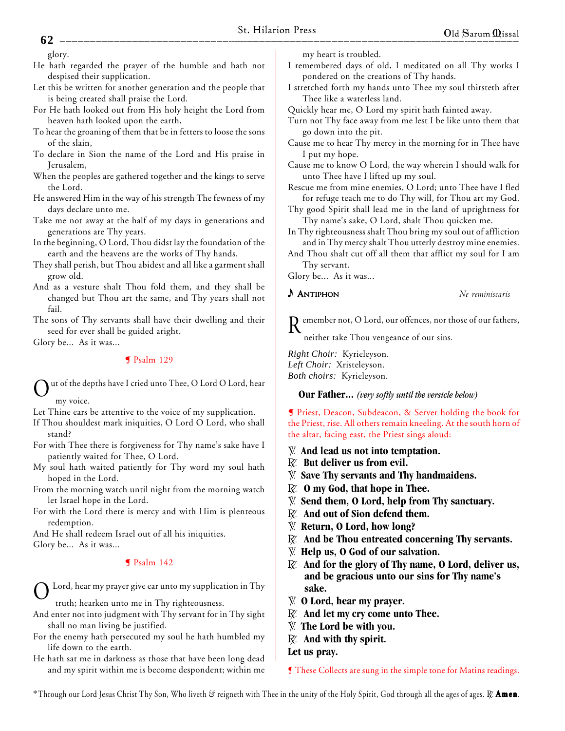glory.

He hath regarded the prayer of the humble and hath not despised their supplication.

Let this be written for another generation and the people that is being created shall praise the Lord.

For He hath looked out from His holy height the Lord from heaven hath looked upon the earth,

To hear the groaning of them that be in fetters to loose the sons of the slain,

To declare in Sion the name of the Lord and His praise in Jerusalem,

When the peoples are gathered together and the kings to serve the Lord.

He answered Him in the way of his strength The fewness of my days declare unto me.

Take me not away at the half of my days in generations and generations are Thy years.

In the beginning, O Lord, Thou didst lay the foundation of the earth and the heavens are the works of Thy hands.

They shall perish, but Thou abidest and all like a garment shall grow old.

And as a vesture shalt Thou fold them, and they shall be changed but Thou art the same, and Thy years shall not fail.

The sons of Thy servants shall have their dwelling and their seed for ever shall be guided aright.

Glory be... As it was...

## ¶ Psalm 129

Out of the depths have I cried unto Thee, O Lord O Lord, hear my voice.

Let Thine ears be attentive to the voice of my supplication.

If Thou shouldest mark iniquities, O Lord O Lord, who shall stand?

For with Thee there is forgiveness for Thy name's sake have I patiently waited for Thee, O Lord.

My soul hath waited patiently for Thy word my soul hath hoped in the Lord.

From the morning watch until night from the morning watch let Israel hope in the Lord.

For with the Lord there is mercy and with Him is plenteous redemption.

And He shall redeem Israel out of all his iniquities.

Glory be... As it was...

## ¶ Psalm 142

O Lord, hear my prayer give ear unto my supplication in Thy truth; hearken unto me in Thy righteousness.

And enter not into judgment with Thy servant for in Thy sight shall no man living be justified.

For the enemy hath persecuted my soul he hath humbled my life down to the earth.

He hath sat me in darkness as those that have been long dead and my spirit within me is become despondent; within me my heart is troubled.

I remembered days of old, I meditated on all Thy works I pondered on the creations of Thy hands.

I stretched forth my hands unto Thee my soul thirsteth after Thee like a waterless land.

Quickly hear me, O Lord my spirit hath fainted away.

Turn not Thy face away from me lest I be like unto them that go down into the pit.

Cause me to hear Thy mercy in the morning for in Thee have I put my hope.

Cause me to know O Lord, the way wherein I should walk for unto Thee have I lifted up my soul.

Rescue me from mine enemies, O Lord; unto Thee have I fled for refuge teach me to do Thy will, for Thou art my God.

Thy good Spirit shall lead me in the land of uprightness for Thy name's sake, O Lord, shalt Thou quicken me.

In Thy righteousness shalt Thou bring my soul out of affliction and in Thy mercy shalt Thou utterly destroy mine enemies.

And Thou shalt cut off all them that afflict my soul for I am Thy servant.

Glory be... As it was...

## ♪ Antiphon — *Ne reminiscaris*

Remember not, O Lord, our offences, nor those of our fathers, neither take Thou vengeance of our sins.

*Right Choir:* Kyrieleyson.
*Left Choir:* Xristeleyson.
*Both choirs:* Kyrieleyson.

**Our Father...** *(very softly until the versicle below)*

¶ Priest, Deacon, Subdeacon, & Server holding the book for the Priest, rise. All others remain kneeling. At the south horn of the altar, facing east, the Priest sings aloud:

℣. **And lead us not into temptation.**
℟. **But deliver us from evil.**
℣. **Save Thy servants and Thy handmaidens.**
℟. **O my God, that hope in Thee.**
℣. **Send them, O Lord, help from Thy sanctuary.**
℟. **And out of Sion defend them.**
℣. **Return, O Lord, how long?**
℟. **And be Thou entreated concerning Thy servants.**
℣. **Help us, O God of our salvation.**
℟. **And for the glory of Thy name, O Lord, deliver us, and be gracious unto our sins for Thy name's sake.**
℣. **O Lord, hear my prayer.**
℟. **And let my cry come unto Thee.**
℣. **The Lord be with you.**
℟. **And with thy spirit.**
**Let us pray.**

¶ These Collects are sung in the simple tone for Matins readings.

*Through our Lord Jesus Christ Thy Son, Who liveth & reigneth with Thee in the unity of the Holy Spirit, God through all the ages of ages. ℟. **Amen**.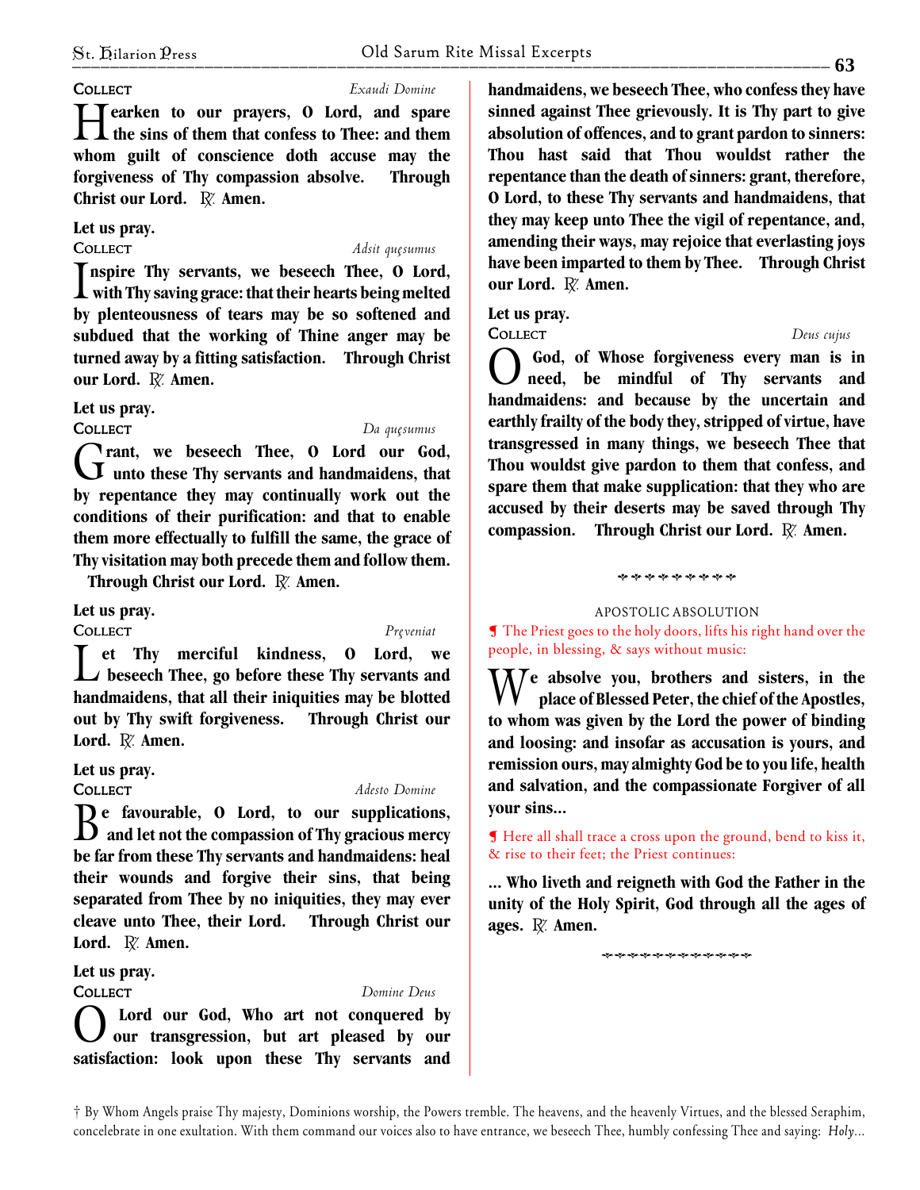**Collect** *Exaudi Domine*

**Hearken to our prayers, O Lord, and spare the sins of them that confess to Thee: and them whom guilt of conscience doth accuse may the forgiveness of Thy compassion absolve. Through Christ our Lord. ℟. Amen.**

**Let us pray.**

**Collect** *Adsit quęsumus*

**Inspire Thy servants, we beseech Thee, O Lord, with Thy saving grace: that their hearts being melted by plenteousness of tears may be so softened and subdued that the working of Thine anger may be turned away by a fitting satisfaction. Through Christ our Lord. ℟. Amen.**

**Let us pray.**

**Collect** *Da quęsumus*

**Grant, we beseech Thee, O Lord our God, unto these Thy servants and handmaidens, that by repentance they may continually work out the conditions of their purification: and that to enable them more effectually to fulfill the same, the grace of Thy visitation may both precede them and follow them. Through Christ our Lord. ℟. Amen.**

**Let us pray.**

**Collect** *Pręveniat*

**Let Thy merciful kindness, O Lord, we beseech Thee, go before these Thy servants and handmaidens, that all their iniquities may be blotted out by Thy swift forgiveness. Through Christ our Lord. ℟. Amen.**

**Let us pray.**

**Collect** *Adesto Domine*

**Be favourable, O Lord, to our supplications, and let not the compassion of Thy gracious mercy be far from these Thy servants and handmaidens: heal their wounds and forgive their sins, that being separated from Thee by no iniquities, they may ever cleave unto Thee, their Lord. Through Christ our Lord. ℟. Amen.**

**Let us pray.**

**Collect** *Domine Deus*

**O Lord our God, Who art not conquered by our transgression, but art pleased by our satisfaction: look upon these Thy servants and handmaidens, we beseech Thee, who confess they have sinned against Thee grievously. It is Thy part to give absolution of offences, and to grant pardon to sinners: Thou hast said that Thou wouldst rather the repentance than the death of sinners: grant, therefore, O Lord, to these Thy servants and handmaidens, that they may keep unto Thee the vigil of repentance, and, amending their ways, may rejoice that everlasting joys have been imparted to them by Thee. Through Christ our Lord. ℟. Amen.**

**Let us pray.**

**Collect** *Deus cujus*

**O God, of Whose forgiveness every man is in need, be mindful of Thy servants and handmaidens: and because by the uncertain and earthly frailty of the body they, stripped of virtue, have transgressed in many things, we beseech Thee that Thou wouldst give pardon to them that confess, and spare them that make supplication: that they who are accused by their deserts may be saved through Thy compassion. Through Christ our Lord. ℟. Amen.**

APOSTOLIC ABSOLUTION

¶ The Priest goes to the holy doors, lifts his right hand over the people, in blessing, & says without music:

**We absolve you, brothers and sisters, in the place of Blessed Peter, the chief of the Apostles, to whom was given by the Lord the power of binding and loosing: and insofar as accusation is yours, and remission ours, may almighty God be to you life, health and salvation, and the compassionate Forgiver of all your sins...**

¶ Here all shall trace a cross upon the ground, bend to kiss it, & rise to their feet; the Priest continues:

**... Who liveth and reigneth with God the Father in the unity of the Holy Spirit, God through all the ages of ages. ℟. Amen.**

† By Whom Angels praise Thy majesty, Dominions worship, the Powers tremble. The heavens, and the heavenly Virtues, and the blessed Seraphim, concelebrate in one exultation. With them command our voices also to have entrance, we beseech Thee, humbly confessing Thee and saying: *Holy...*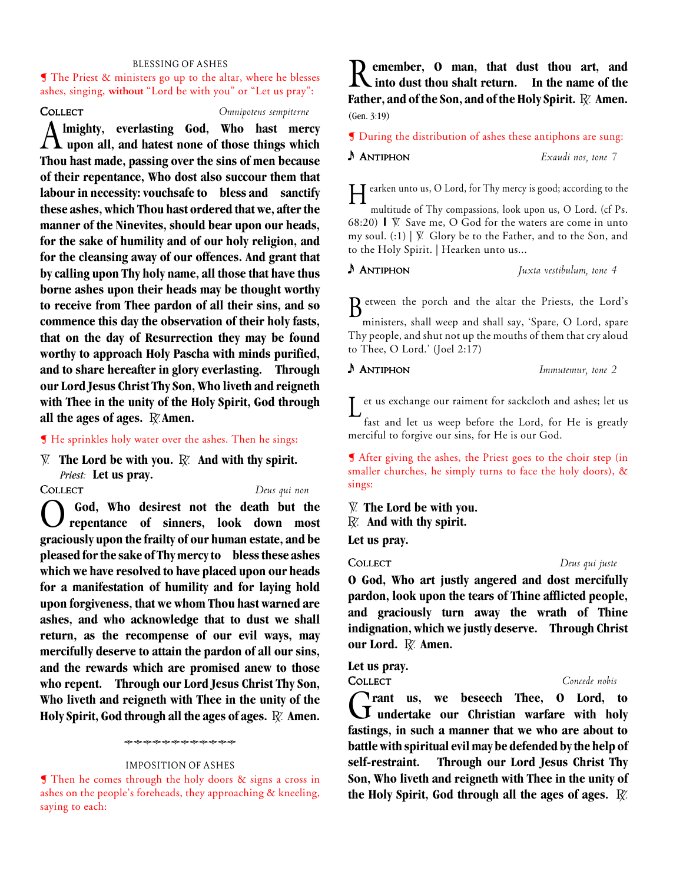BLESSING OF ASHES

¶ The Priest & ministers go up to the altar, where he blesses ashes, singing, **without** "Lord be with you" or "Let us pray":

**Collect** *Omnipotens sempiterne*

**Almighty, everlasting God, Who hast mercy upon all, and hatest none of those things which Thou hast made, passing over the sins of men because of their repentance, Who dost also succour them that labour in necessity: vouchsafe to ✠ bless and ✠ sanctify these ashes, which Thou hast ordered that we, after the manner of the Ninevites, should bear upon our heads, for the sake of humility and of our holy religion, and for the cleansing away of our offences. And grant that by calling upon Thy holy name, all those that have thus borne ashes upon their heads may be thought worthy to receive from Thee pardon of all their sins, and so commence this day the observation of their holy fasts, that on the day of Resurrection they may be found worthy to approach Holy Pascha with minds purified, and to share hereafter in glory everlasting. Through our Lord Jesus Christ Thy Son, Who liveth and reigneth with Thee in the unity of the Holy Spirit, God through all the ages of ages. ℟ Amen.**

¶ He sprinkles holy water over the ashes. Then he sings:

℣ **The Lord be with you.** ℟ **And with thy spirit.**
*Priest:* **Let us pray.**

**Collect** *Deus qui non*

**O God, Who desirest not the death but the repentance of sinners, look down most graciously upon the frailty of our human estate, and be pleased for the sake of Thy mercy to ✠ bless these ashes which we have resolved to have placed upon our heads for a manifestation of humility and for laying hold upon forgiveness, that we whom Thou hast warned are ashes, and who acknowledge that to dust we shall return, as the recompense of our evil ways, may mercifully deserve to attain the pardon of all our sins, and the rewards which are promised anew to those who repent. Through our Lord Jesus Christ Thy Son, Who liveth and reigneth with Thee in the unity of the Holy Spirit, God through all the ages of ages. ℟ Amen.**

IMPOSITION OF ASHES

¶ Then he comes through the holy doors & signs a cross in ashes on the people's foreheads, they approaching & kneeling, saying to each:

**Remember, O man, that dust thou art, and into dust thou shalt return. In the name of the Father, and of the Son, and of the Holy Spirit. ℟ Amen.** (Gen. 3:19)

¶ During the distribution of ashes these antiphons are sung:

♪ **Antiphon** *Exaudi nos, tone 7*

Hearken unto us, O Lord, for Thy mercy is good; according to the multitude of Thy compassions, look upon us, O Lord. (cf Ps. 68:20) ‖ ℣ Save me, O God for the waters are come in unto my soul. (:1) | ℣ Glory be to the Father, and to the Son, and to the Holy Spirit. | Hearken unto us...

♪ **Antiphon** *Juxta vestibulum, tone 4*

Between the porch and the altar the Priests, the Lord's ministers, shall weep and shall say, 'Spare, O Lord, spare Thy people, and shut not up the mouths of them that cry aloud to Thee, O Lord.' (Joel 2:17)

♪ **Antiphon** *Immutemur, tone 2*

Let us exchange our raiment for sackcloth and ashes; let us fast and let us weep before the Lord, for He is greatly merciful to forgive our sins, for He is our God.

¶ After giving the ashes, the Priest goes to the choir step (in smaller churches, he simply turns to face the holy doors), & sings:

℣ **The Lord be with you.**
℟ **And with thy spirit.**
**Let us pray.**

**Collect** *Deus qui juste*

**O God, Who art justly angered and dost mercifully pardon, look upon the tears of Thine afflicted people, and graciously turn away the wrath of Thine indignation, which we justly deserve. Through Christ our Lord. ℟ Amen.**

**Let us pray.**

**Collect** *Concede nobis*

**Grant us, we beseech Thee, O Lord, to undertake our Christian warfare with holy fastings, in such a manner that we who are about to battle with spiritual evil may be defended by the help of self-restraint. Through our Lord Jesus Christ Thy Son, Who liveth and reigneth with Thee in the unity of the Holy Spirit, God through all the ages of ages. ℟**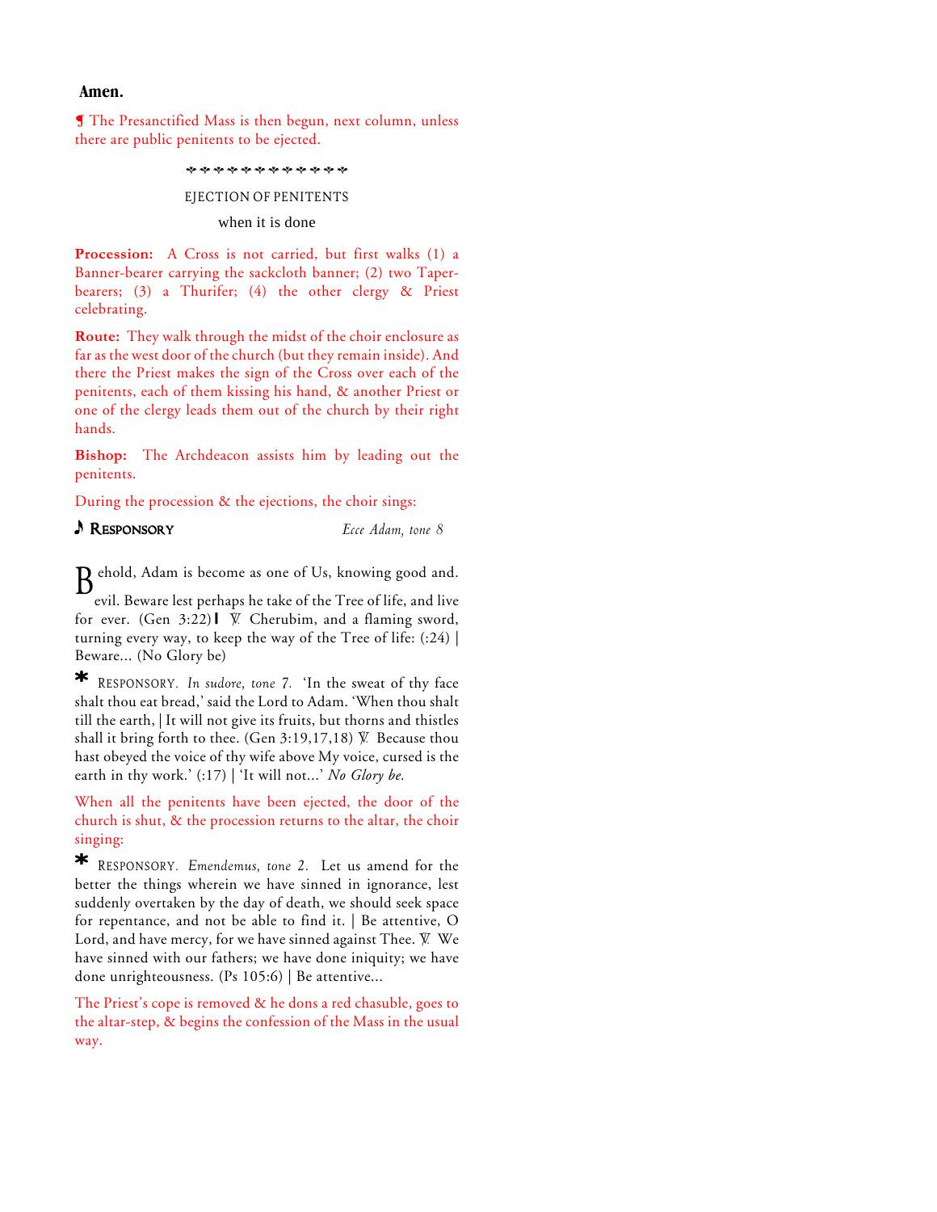**Amen.**

¶ The Presanctified Mass is then begun, next column, unless there are public penitents to be ejected.

✤ ✤ ✤ ✤ ✤ ✤ ✤ ✤ ✤ ✤ ✤ ✤

EJECTION OF PENITENTS

when it is done

**Procession:** A Cross is not carried, but first walks (1) a Banner-bearer carrying the sackcloth banner; (2) two Taper-bearers; (3) a Thurifer; (4) the other clergy & Priest celebrating.

**Route:** They walk through the midst of the choir enclosure as far as the west door of the church (but they remain inside). And there the Priest makes the sign of the Cross over each of the penitents, each of them kissing his hand, & another Priest or one of the clergy leads them out of the church by their right hands.

**Bishop:** The Archdeacon assists him by leading out the penitents.

During the procession & the ejections, the choir sings:

♪ **Responsory** *Ecce Adam, tone 8*

Behold, Adam is become as one of Us, knowing good and. evil. Beware lest perhaps he take of the Tree of life, and live for ever. (Gen 3:22) | ℣. Cherubim, and a flaming sword, turning every way, to keep the way of the Tree of life: (:24) | Beware... (No Glory be)

✱ RESPONSORY. *In sudore, tone 7.* 'In the sweat of thy face shalt thou eat bread,' said the Lord to Adam. 'When thou shalt till the earth, | It will not give its fruits, but thorns and thistles shall it bring forth to thee. (Gen 3:19,17,18) ℣. Because thou hast obeyed the voice of thy wife above My voice, cursed is the earth in thy work.' (:17) | 'It will not...' *No Glory be.*

When all the penitents have been ejected, the door of the church is shut, & the procession returns to the altar, the choir singing:

✱ RESPONSORY. *Emendemus, tone 2.* Let us amend for the better the things wherein we have sinned in ignorance, lest suddenly overtaken by the day of death, we should seek space for repentance, and not be able to find it. | Be attentive, O Lord, and have mercy, for we have sinned against Thee. ℣. We have sinned with our fathers; we have done iniquity; we have done unrighteousness. (Ps 105:6) | Be attentive...

The Priest's cope is removed & he dons a red chasuble, goes to the altar-step, & begins the confession of the Mass in the usual way.